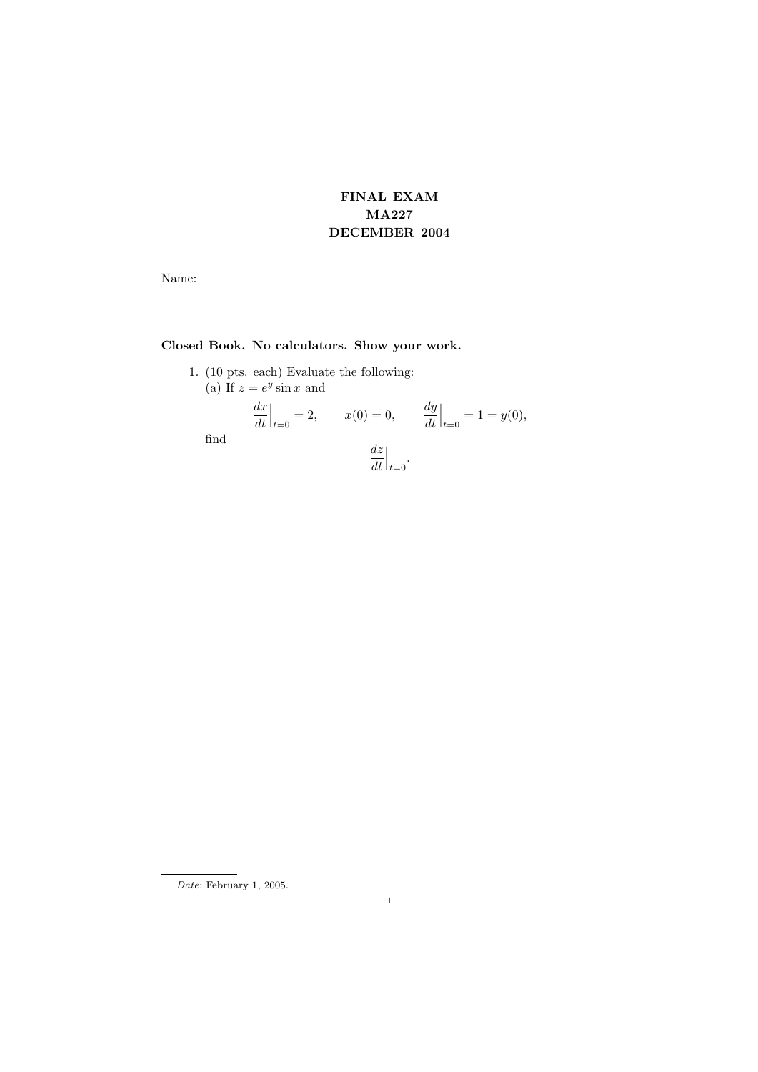# FINAL EXAM
## MA227
## DECEMBER 2004

Name:

**Closed Book. No calculators. Show your work.**

1. (10 pts. each) Evaluate the following:

(a) If $z = e^y \sin x$ and

$$\frac{dx}{dt}\Big|_{t=0} = 2, \qquad x(0) = 0, \qquad \frac{dy}{dt}\Big|_{t=0} = 1 = y(0),$$

find

$$\frac{dz}{dt}\Big|_{t=0}.$$

*Date*: February 1, 2005.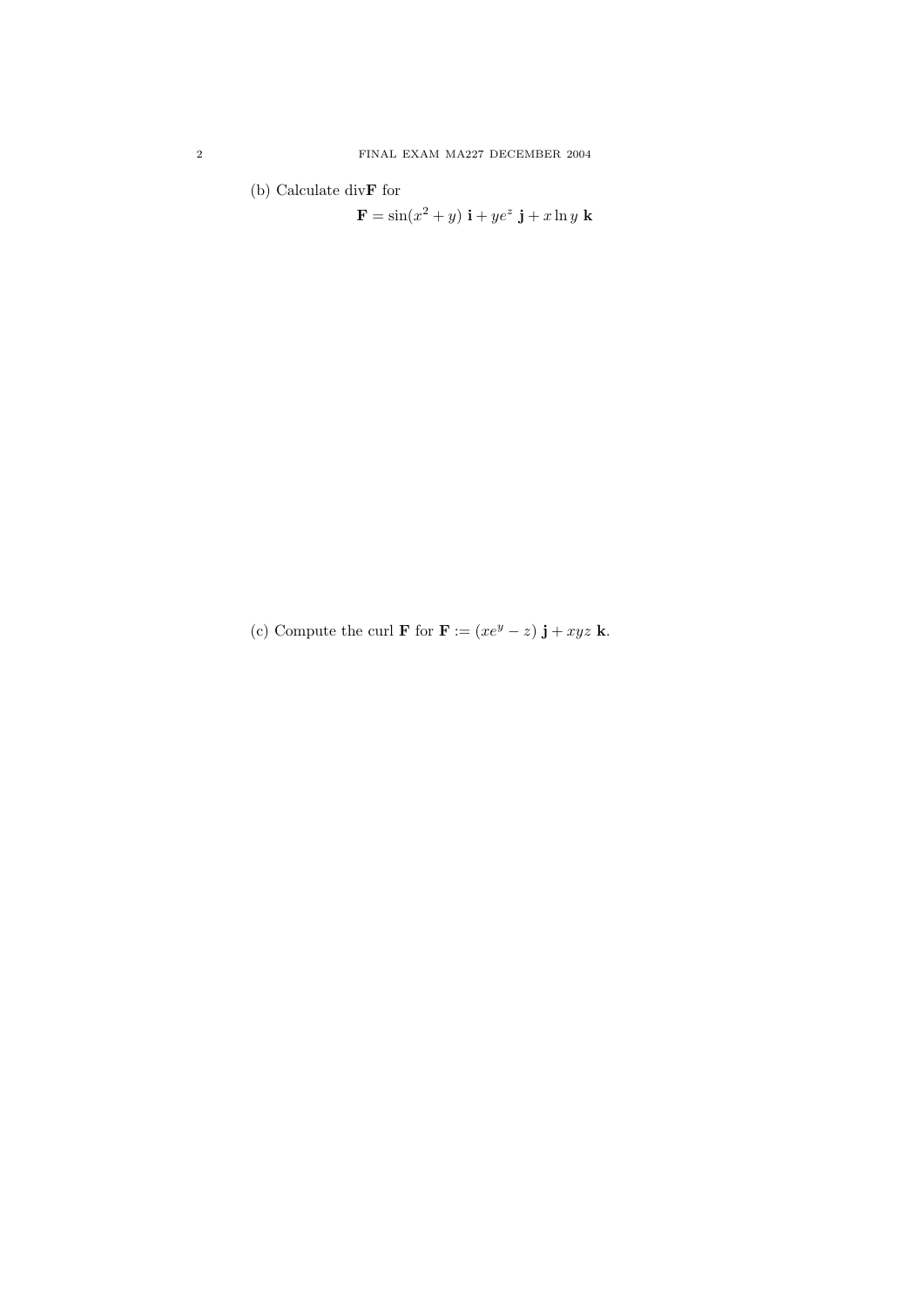(b) Calculate div$\mathbf{F}$ for

$$\mathbf{F} = \sin(x^2 + y)\ \mathbf{i} + ye^z\ \mathbf{j} + x \ln y\ \mathbf{k}$$

(c) Compute the curl $\mathbf{F}$ for $\mathbf{F} := (xe^y - z)\ \mathbf{j} + xyz\ \mathbf{k}$.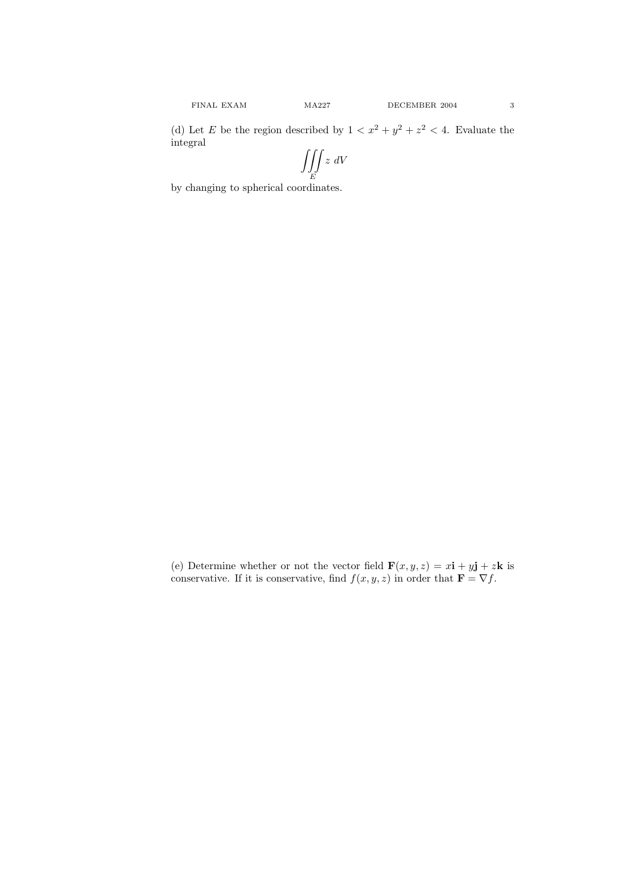(d) Let $E$ be the region described by $1 < x^2 + y^2 + z^2 < 4$. Evaluate the integral

$$\iiint_E z \; dV$$

by changing to spherical coordinates.

(e) Determine whether or not the vector field $\mathbf{F}(x, y, z) = x\mathbf{i} + y\mathbf{j} + z\mathbf{k}$ is conservative. If it is conservative, find $f(x, y, z)$ in order that $\mathbf{F} = \nabla f$.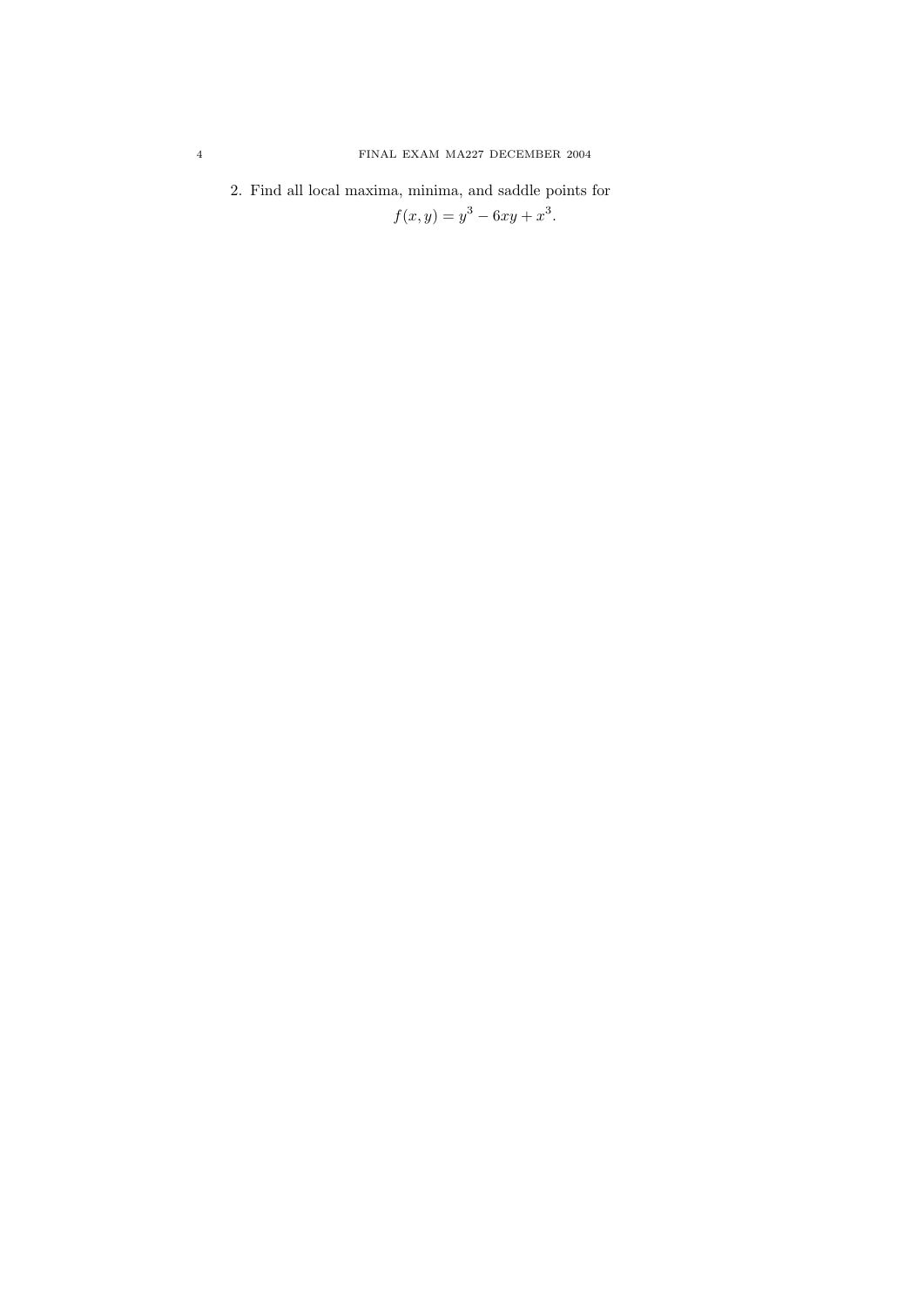2. Find all local maxima, minima, and saddle points for

$$f(x, y) = y^3 - 6xy + x^3.$$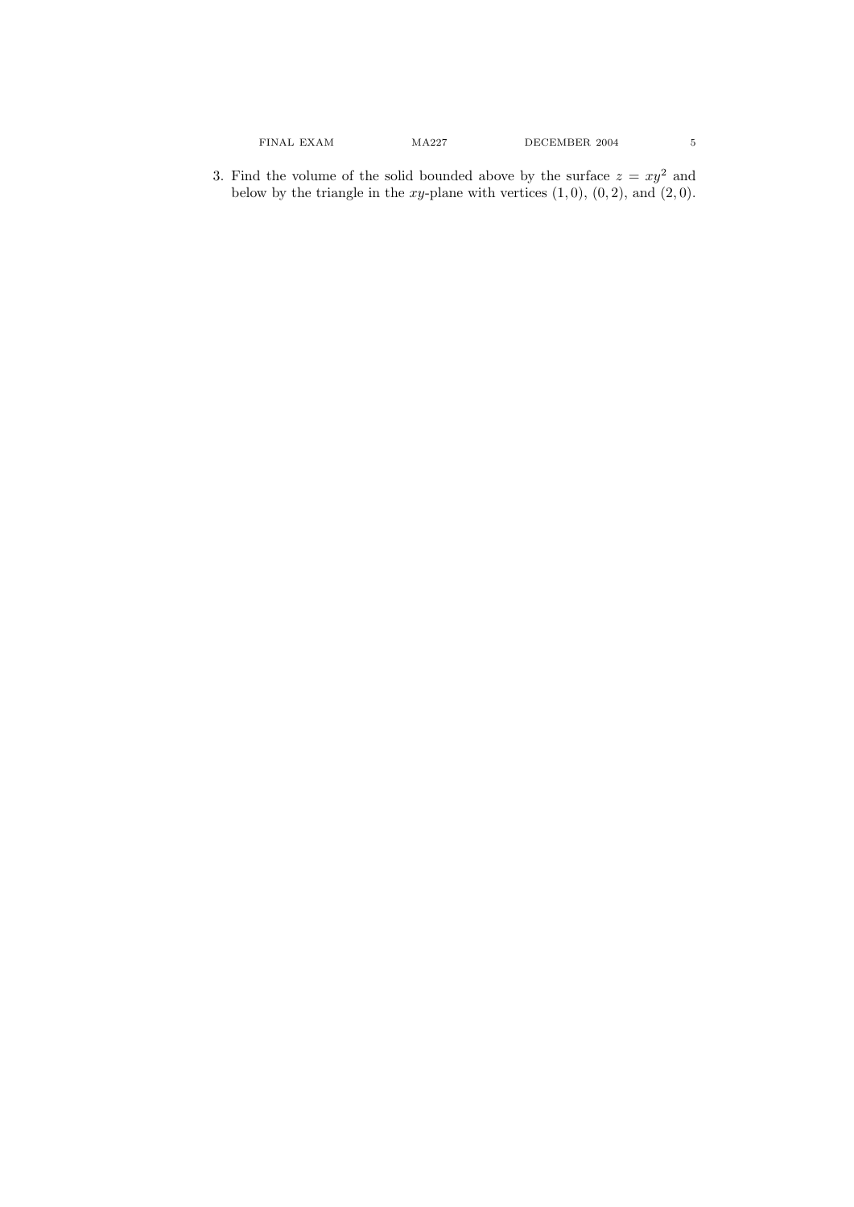3. Find the volume of the solid bounded above by the surface $z = xy^2$ and below by the triangle in the $xy$-plane with vertices $(1, 0)$, $(0, 2)$, and $(2, 0)$.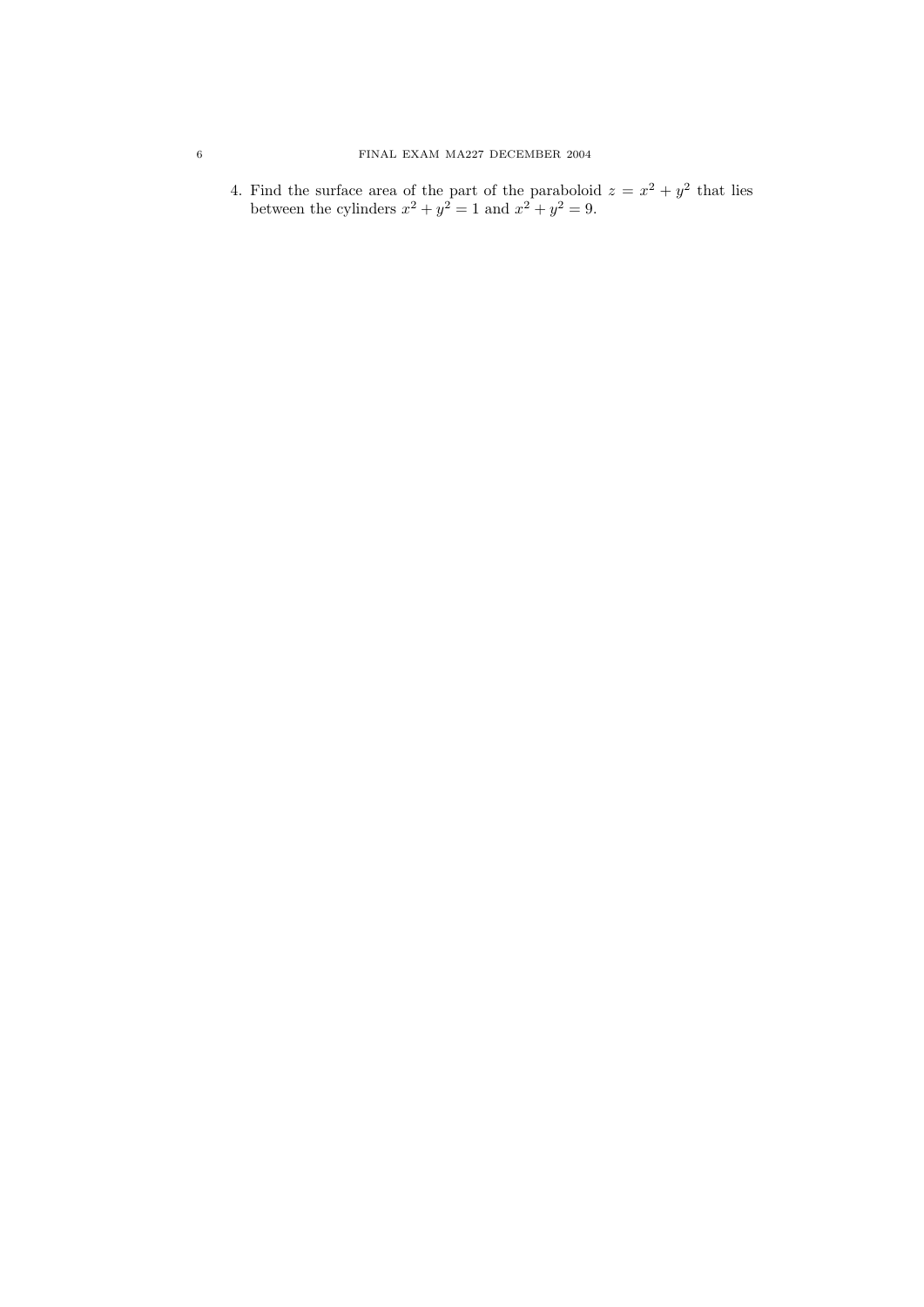4. Find the surface area of the part of the paraboloid $z = x^2 + y^2$ that lies between the cylinders $x^2 + y^2 = 1$ and $x^2 + y^2 = 9$.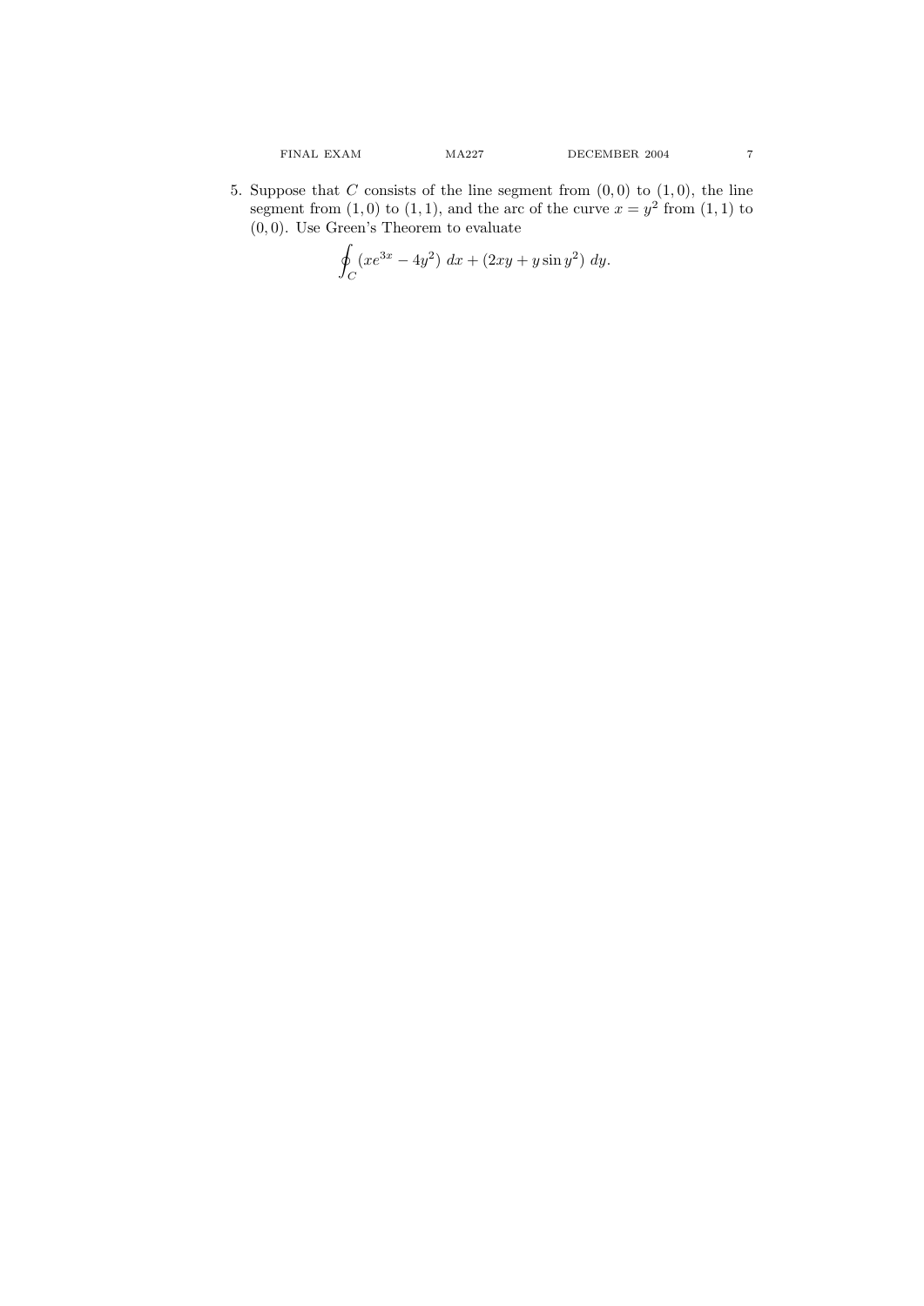5. Suppose that $C$ consists of the line segment from $(0,0)$ to $(1,0)$, the line segment from $(1,0)$ to $(1,1)$, and the arc of the curve $x = y^2$ from $(1,1)$ to $(0,0)$. Use Green's Theorem to evaluate

$$\oint_C (xe^{3x} - 4y^2)\ dx + (2xy + y\sin y^2)\ dy.$$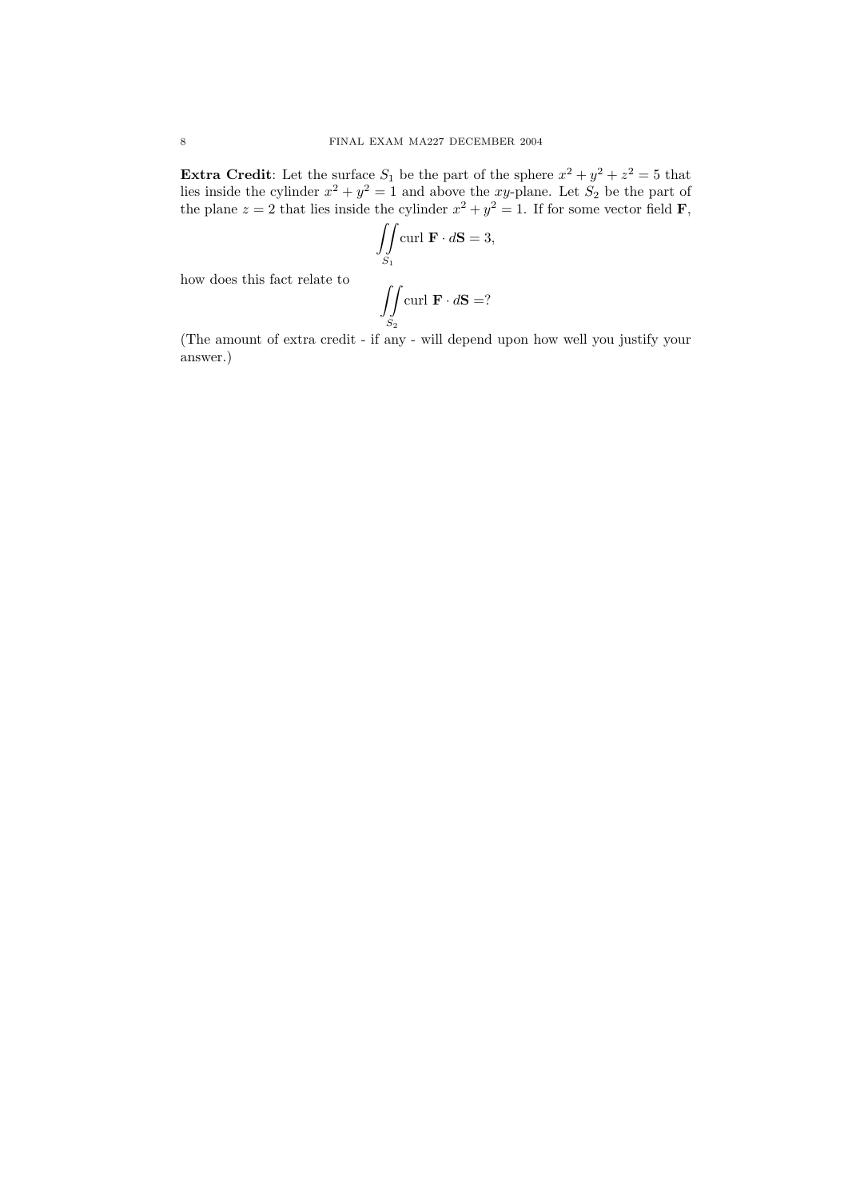**Extra Credit**: Let the surface $S_1$ be the part of the sphere $x^2 + y^2 + z^2 = 5$ that lies inside the cylinder $x^2 + y^2 = 1$ and above the $xy$-plane. Let $S_2$ be the part of the plane $z = 2$ that lies inside the cylinder $x^2 + y^2 = 1$. If for some vector field $\mathbf{F}$,

$$\iint\limits_{S_1} \text{curl } \mathbf{F} \cdot d\mathbf{S} = 3,$$

how does this fact relate to

$$\iint\limits_{S_2} \text{curl } \mathbf{F} \cdot d\mathbf{S} = ?$$

(The amount of extra credit - if any - will depend upon how well you justify your answer.)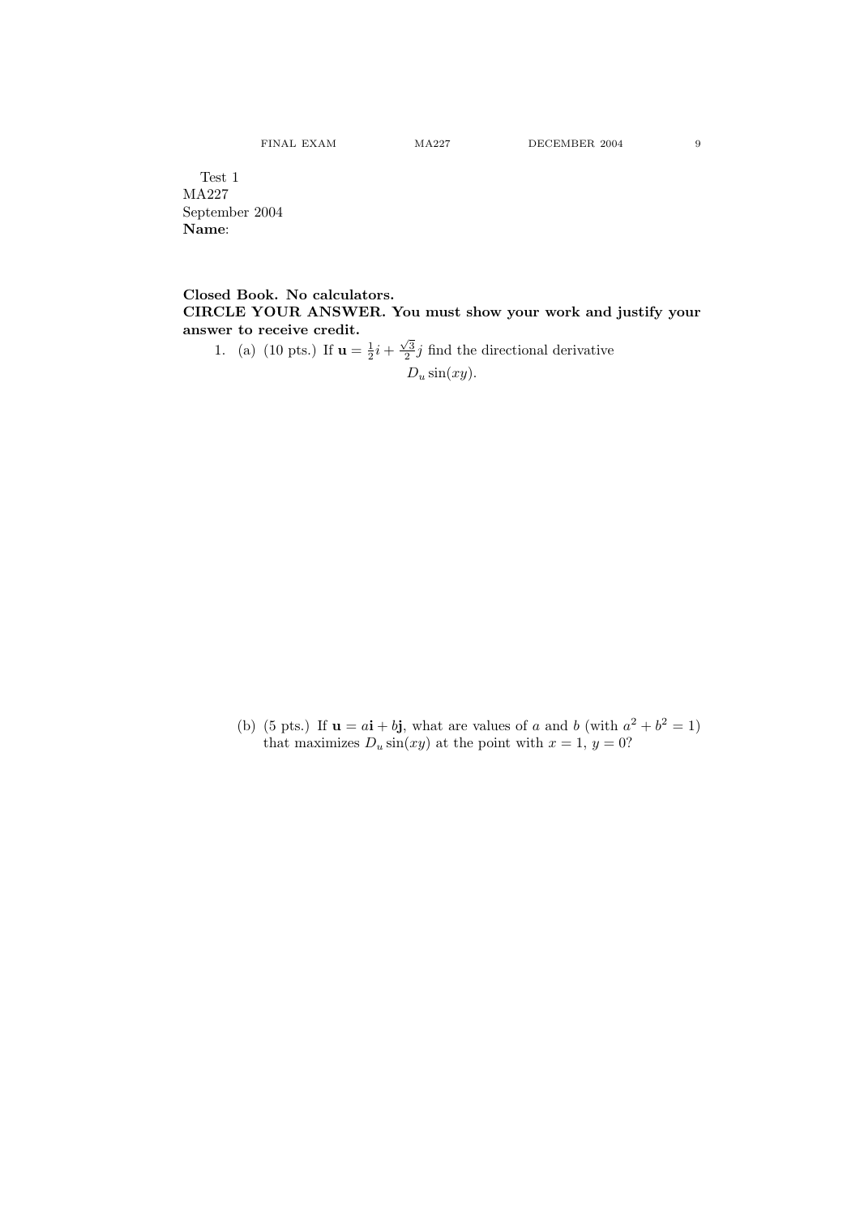Test 1
MA227
September 2004
**Name**:

**Closed Book. No calculators.**
**CIRCLE YOUR ANSWER. You must show your work and justify your answer to receive credit.**

1. (a) (10 pts.) If $\mathbf{u} = \frac{1}{2}i + \frac{\sqrt{3}}{2}j$ find the directional derivative

$$D_u \sin(xy).$$

(b) (5 pts.) If $\mathbf{u} = a\mathbf{i} + b\mathbf{j}$, what are values of $a$ and $b$ (with $a^2 + b^2 = 1$) that maximizes $D_u \sin(xy)$ at the point with $x = 1$, $y = 0$?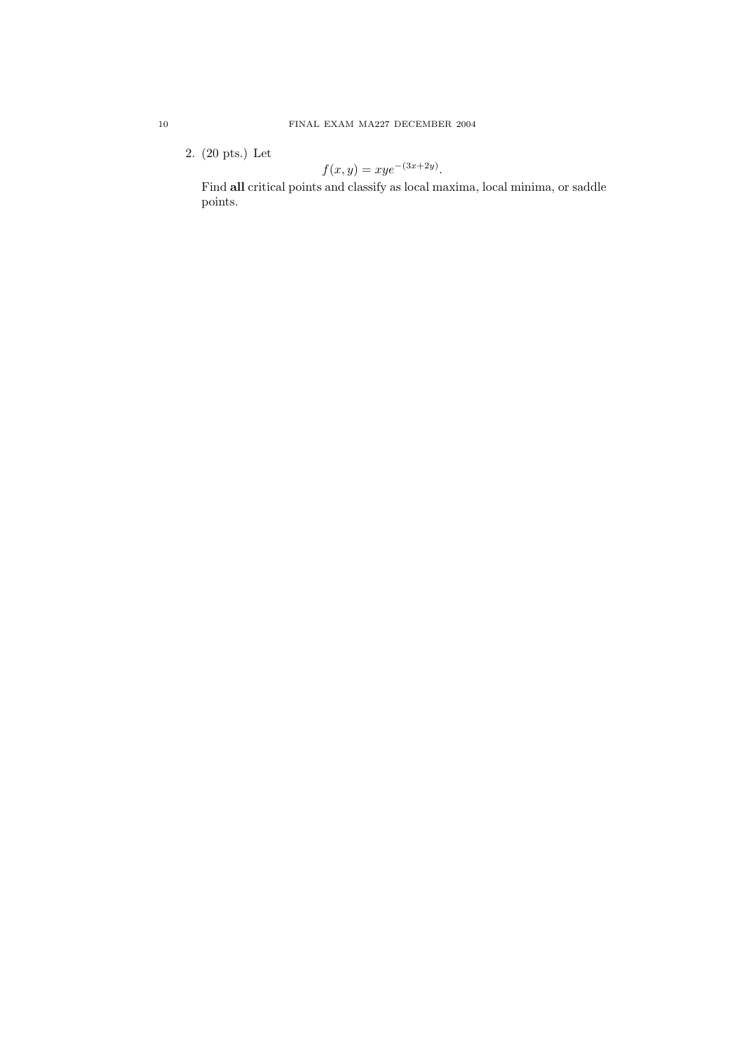2. (20 pts.) Let

$$f(x, y) = xye^{-(3x+2y)}.$$

Find **all** critical points and classify as local maxima, local minima, or saddle points.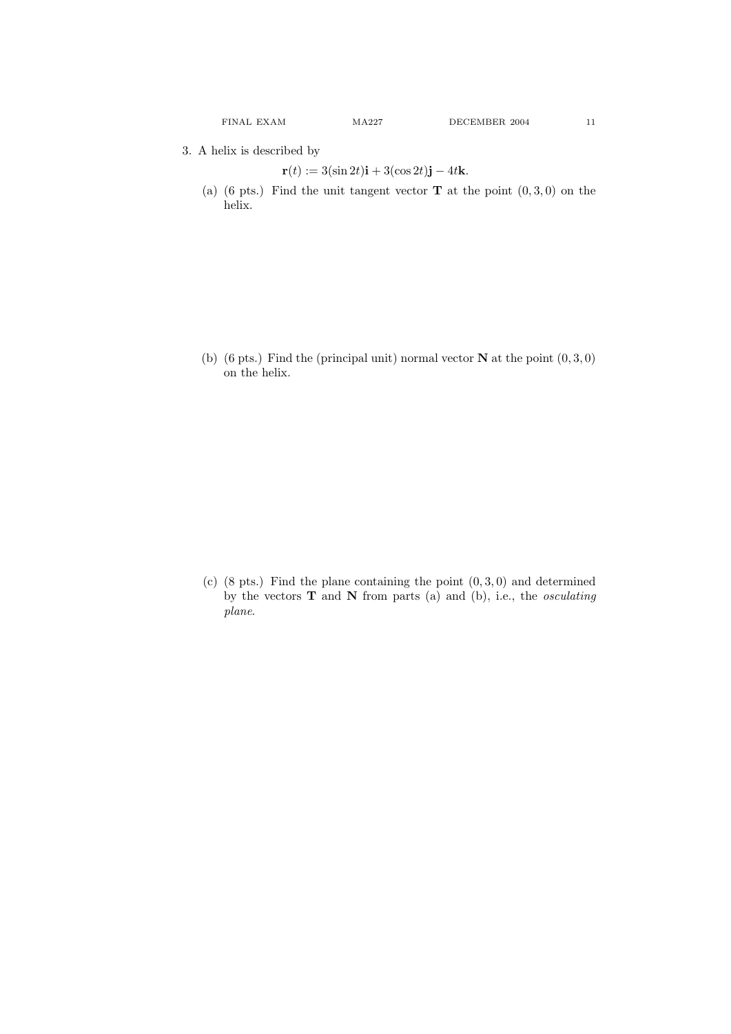3. A helix is described by

$$\mathbf{r}(t) := 3(\sin 2t)\mathbf{i} + 3(\cos 2t)\mathbf{j} - 4t\mathbf{k}.$$

(a) (6 pts.) Find the unit tangent vector $\mathbf{T}$ at the point $(0, 3, 0)$ on the helix.

(b) (6 pts.) Find the (principal unit) normal vector $\mathbf{N}$ at the point $(0, 3, 0)$ on the helix.

(c) (8 pts.) Find the plane containing the point $(0, 3, 0)$ and determined by the vectors $\mathbf{T}$ and $\mathbf{N}$ from parts (a) and (b), i.e., the *osculating plane*.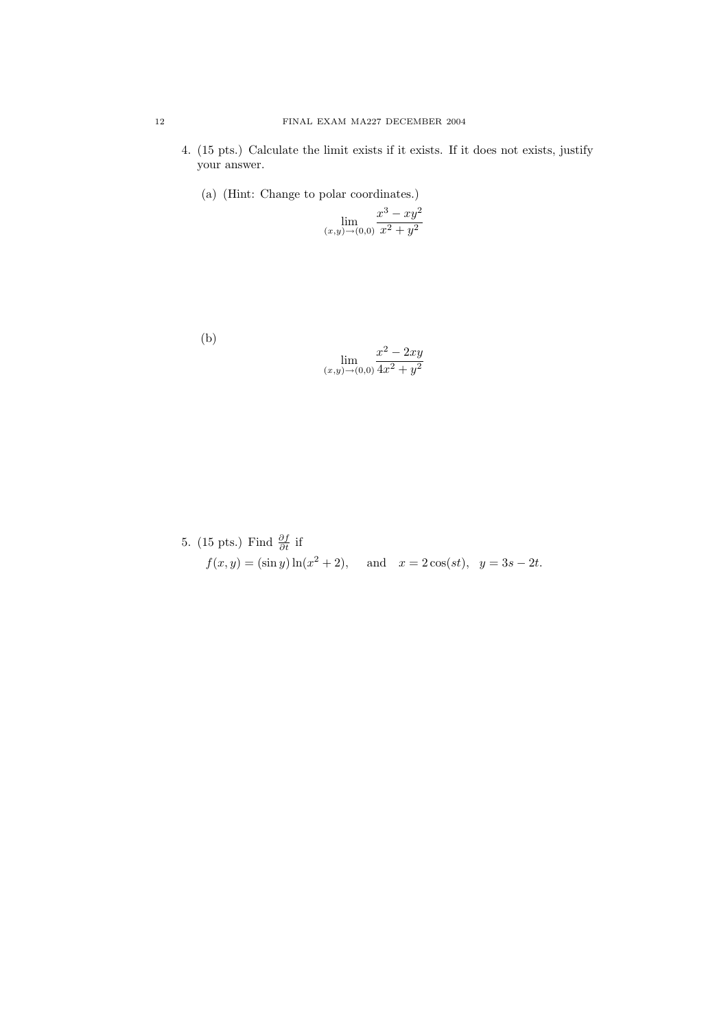4. (15 pts.) Calculate the limit exists if it exists. If it does not exists, justify your answer.

   (a) (Hint: Change to polar coordinates.)

$$\lim_{(x,y)\to(0,0)} \frac{x^3 - xy^2}{x^2 + y^2}$$

   (b)

$$\lim_{(x,y)\to(0,0)} \frac{x^2 - 2xy}{4x^2 + y^2}$$

5. (15 pts.) Find $\frac{\partial f}{\partial t}$ if

$$f(x, y) = (\sin y) \ln(x^2 + 2), \quad \text{and} \quad x = 2\cos(st), \quad y = 3s - 2t.$$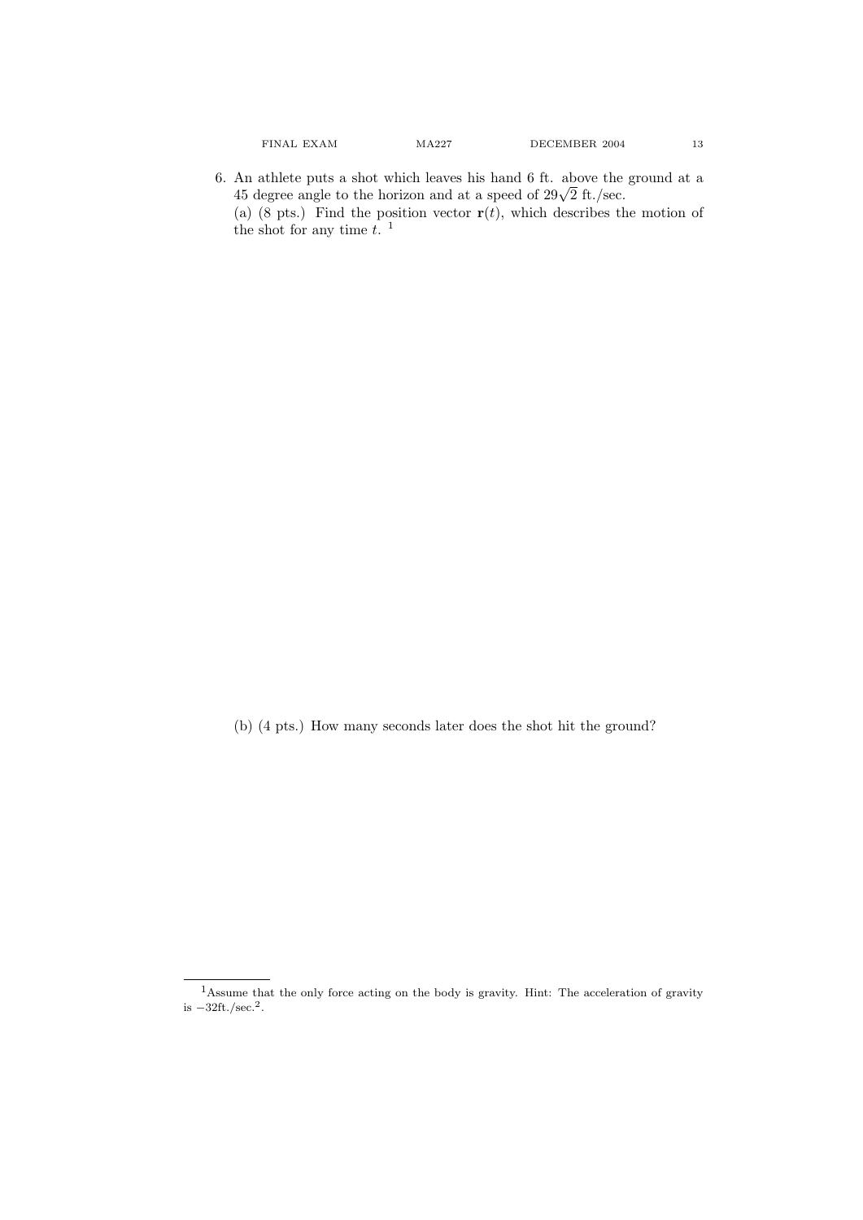6. An athlete puts a shot which leaves his hand 6 ft. above the ground at a 45 degree angle to the horizon and at a speed of $29\sqrt{2}$ ft./sec.

(a) (8 pts.) Find the position vector $\mathbf{r}(t)$, which describes the motion of the shot for any time $t$. [1]

(b) (4 pts.) How many seconds later does the shot hit the ground?

---

[1] Assume that the only force acting on the body is gravity. Hint: The acceleration of gravity is $-32$ft./sec.$^2$.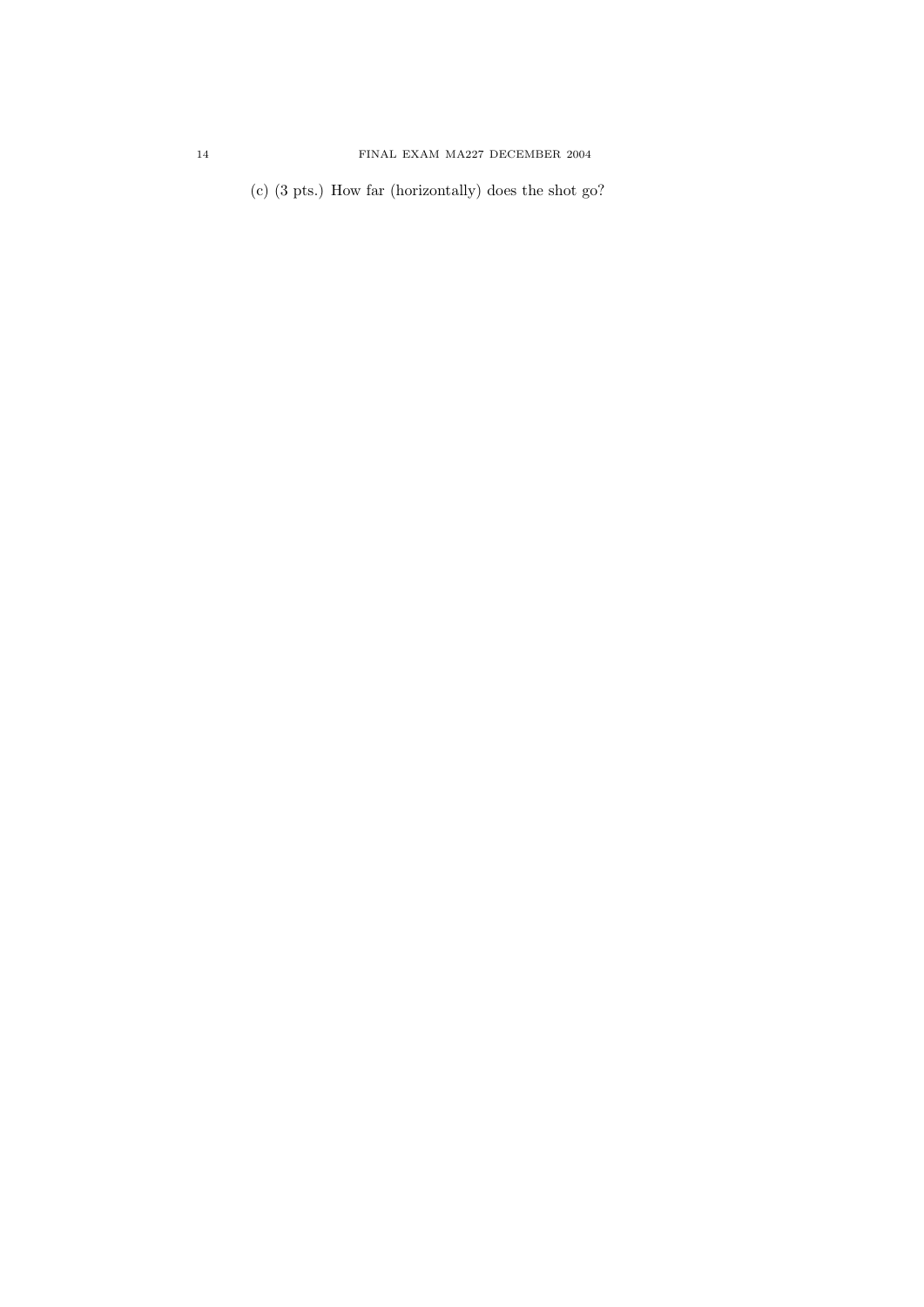(c) (3 pts.) How far (horizontally) does the shot go?